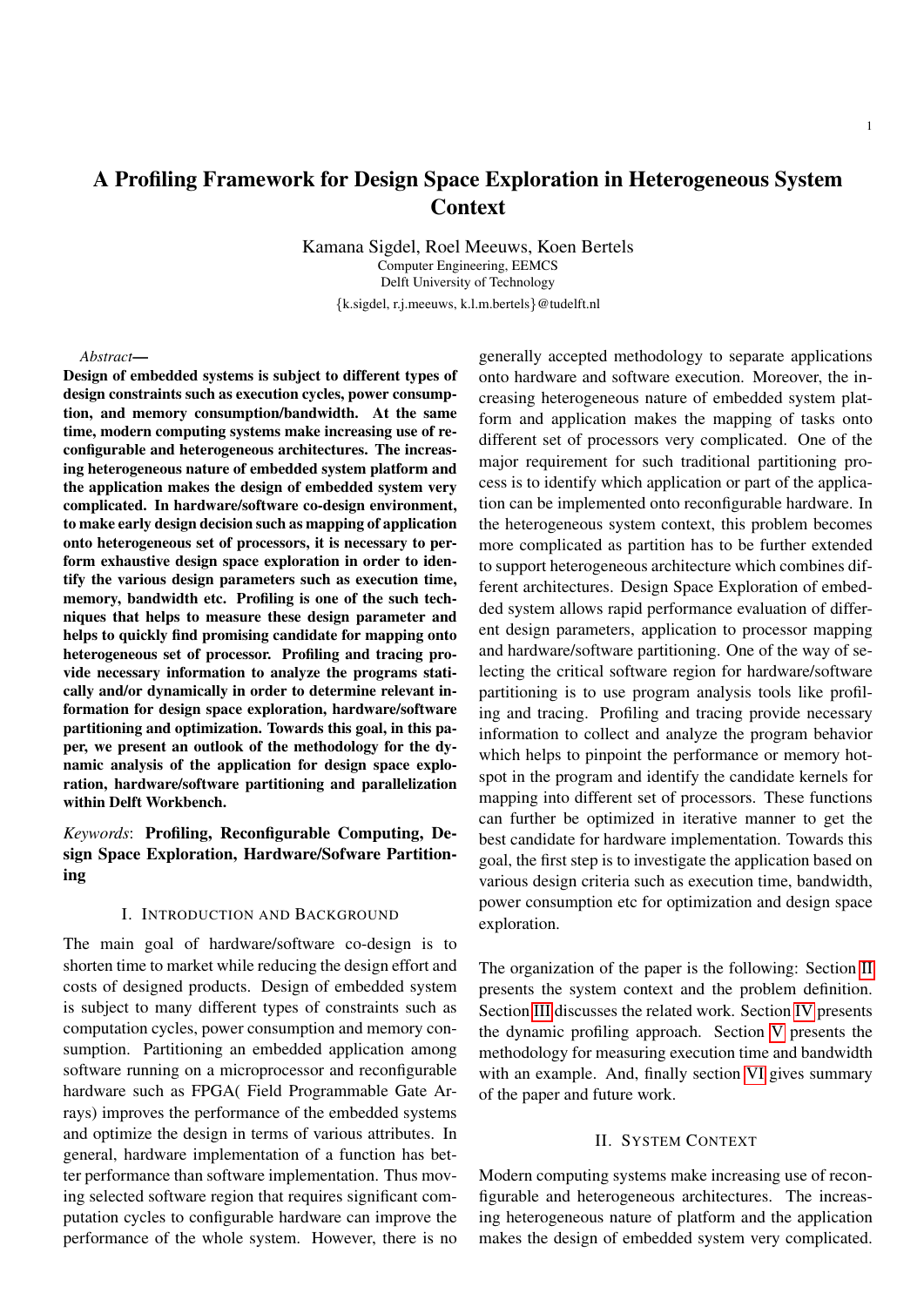# A Profiling Framework for Design Space Exploration in Heterogeneous System Context

Kamana Sigdel, Roel Meeuws, Koen Bertels
Computer Engineering, EEMCS
Delft University of Technology
{k.sigdel, r.j.meeuws, k.l.m.bertels}@tudelft.nl

*Abstract*— **Design of embedded systems is subject to different types of design constraints such as execution cycles, power consumption, and memory consumption/bandwidth. At the same time, modern computing systems make increasing use of reconfigurable and heterogeneous architectures. The increasing heterogeneous nature of embedded system platform and the application makes the design of embedded system very complicated. In hardware/software co-design environment, to make early design decision such as mapping of application onto heterogeneous set of processors, it is necessary to perform exhaustive design space exploration in order to identify the various design parameters such as execution time, memory, bandwidth etc. Profiling is one of the such techniques that helps to measure these design parameter and helps to quickly find promising candidate for mapping onto heterogeneous set of processor. Profiling and tracing provide necessary information to analyze the programs statically and/or dynamically in order to determine relevant information for design space exploration, hardware/software partitioning and optimization. Towards this goal, in this paper, we present an outlook of the methodology for the dynamic analysis of the application for design space exploration, hardware/software partitioning and parallelization within Delft Workbench.**

*Keywords*: **Profiling, Reconfigurable Computing, Design Space Exploration, Hardware/Sofware Partitioning**

## I. Introduction and Background

The main goal of hardware/software co-design is to shorten time to market while reducing the design effort and costs of designed products. Design of embedded system is subject to many different types of constraints such as computation cycles, power consumption and memory consumption. Partitioning an embedded application among software running on a microprocessor and reconfigurable hardware such as FPGA( Field Programmable Gate Arrays) improves the performance of the embedded systems and optimize the design in terms of various attributes. In general, hardware implementation of a function has better performance than software implementation. Thus moving selected software region that requires significant computation cycles to configurable hardware can improve the performance of the whole system. However, there is no generally accepted methodology to separate applications onto hardware and software execution. Moreover, the increasing heterogeneous nature of embedded system platform and application makes the mapping of tasks onto different set of processors very complicated. One of the major requirement for such traditional partitioning process is to identify which application or part of the application can be implemented onto reconfigurable hardware. In the heterogeneous system context, this problem becomes more complicated as partition has to be further extended to support heterogeneous architecture which combines different architectures. Design Space Exploration of embedded system allows rapid performance evaluation of different design parameters, application to processor mapping and hardware/software partitioning. One of the way of selecting the critical software region for hardware/software partitioning is to use program analysis tools like profiling and tracing. Profiling and tracing provide necessary information to collect and analyze the program behavior which helps to pinpoint the performance or memory hotspot in the program and identify the candidate kernels for mapping into different set of processors. These functions can further be optimized in iterative manner to get the best candidate for hardware implementation. Towards this goal, the first step is to investigate the application based on various design criteria such as execution time, bandwidth, power consumption etc for optimization and design space exploration.

The organization of the paper is the following: Section II presents the system context and the problem definition. Section III discusses the related work. Section IV presents the dynamic profiling approach. Section V presents the methodology for measuring execution time and bandwidth with an example. And, finally section VI gives summary of the paper and future work.

## II. System Context

Modern computing systems make increasing use of reconfigurable and heterogeneous architectures. The increasing heterogeneous nature of platform and the application makes the design of embedded system very complicated.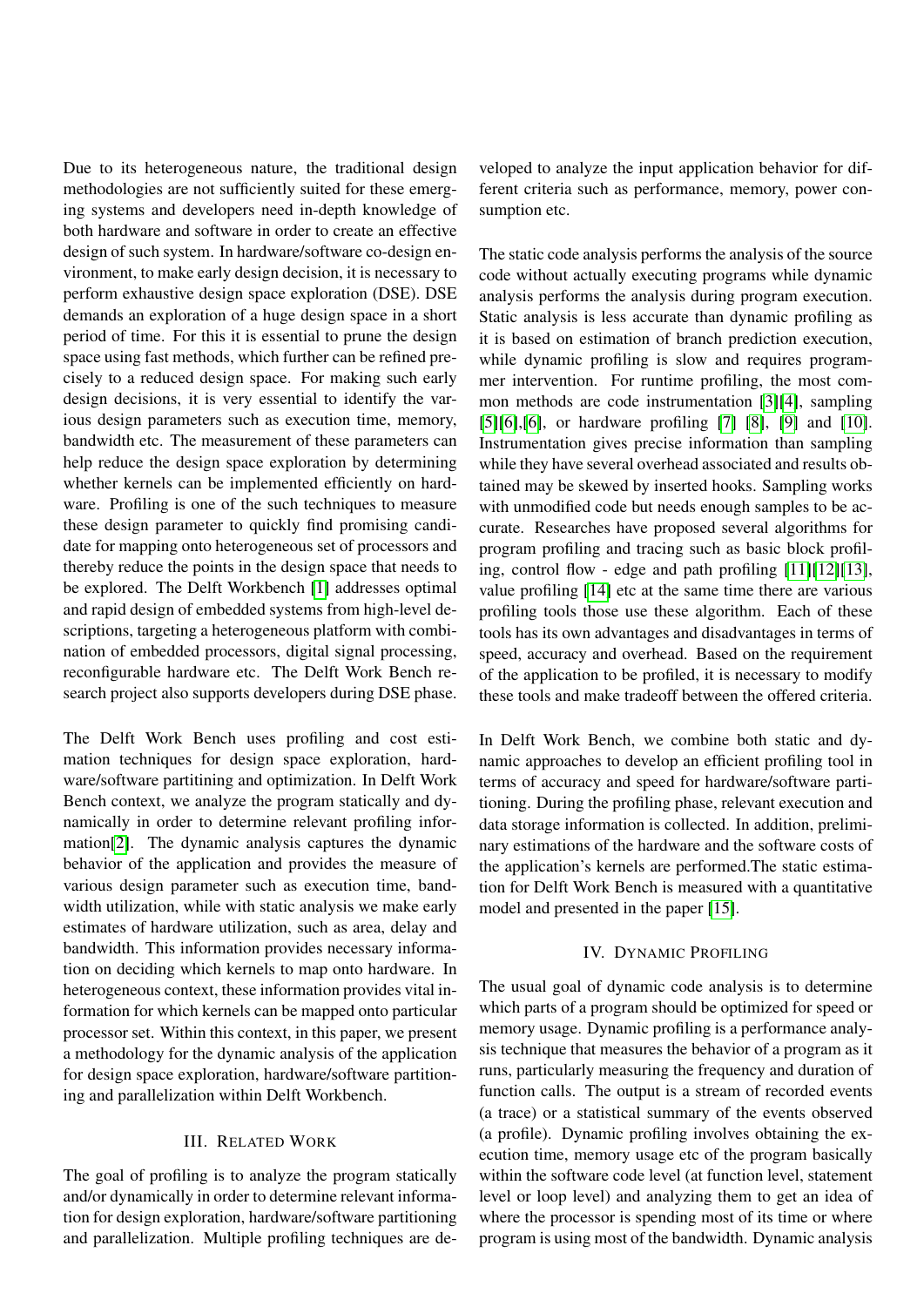Due to its heterogeneous nature, the traditional design methodologies are not sufficiently suited for these emerging systems and developers need in-depth knowledge of both hardware and software in order to create an effective design of such system. In hardware/software co-design environment, to make early design decision, it is necessary to perform exhaustive design space exploration (DSE). DSE demands an exploration of a huge design space in a short period of time. For this it is essential to prune the design space using fast methods, which further can be refined precisely to a reduced design space. For making such early design decisions, it is very essential to identify the various design parameters such as execution time, memory, bandwidth etc. The measurement of these parameters can help reduce the design space exploration by determining whether kernels can be implemented efficiently on hardware. Profiling is one of the such techniques to measure these design parameter to quickly find promising candidate for mapping onto heterogeneous set of processors and thereby reduce the points in the design space that needs to be explored. The Delft Workbench [1] addresses optimal and rapid design of embedded systems from high-level descriptions, targeting a heterogeneous platform with combination of embedded processors, digital signal processing, reconfigurable hardware etc. The Delft Work Bench research project also supports developers during DSE phase.

The Delft Work Bench uses profiling and cost estimation techniques for design space exploration, hardware/software partitining and optimization. In Delft Work Bench context, we analyze the program statically and dynamically in order to determine relevant profiling information[2]. The dynamic analysis captures the dynamic behavior of the application and provides the measure of various design parameter such as execution time, bandwidth utilization, while with static analysis we make early estimates of hardware utilization, such as area, delay and bandwidth. This information provides necessary information on deciding which kernels to map onto hardware. In heterogeneous context, these information provides vital information for which kernels can be mapped onto particular processor set. Within this context, in this paper, we present a methodology for the dynamic analysis of the application for design space exploration, hardware/software partitioning and parallelization within Delft Workbench.

## III. Related Work

The goal of profiling is to analyze the program statically and/or dynamically in order to determine relevant information for design exploration, hardware/software partitioning and parallelization. Multiple profiling techniques are developed to analyze the input application behavior for different criteria such as performance, memory, power consumption etc.

The static code analysis performs the analysis of the source code without actually executing programs while dynamic analysis performs the analysis during program execution. Static analysis is less accurate than dynamic profiling as it is based on estimation of branch prediction execution, while dynamic profiling is slow and requires programmer intervention. For runtime profiling, the most common methods are code instrumentation [3][4], sampling [5][6],[6], or hardware profiling [7] [8], [9] and [10]. Instrumentation gives precise information than sampling while they have several overhead associated and results obtained may be skewed by inserted hooks. Sampling works with unmodified code but needs enough samples to be accurate. Researches have proposed several algorithms for program profiling and tracing such as basic block profiling, control flow - edge and path profiling [11][12][13], value profiling [14] etc at the same time there are various profiling tools those use these algorithm. Each of these tools has its own advantages and disadvantages in terms of speed, accuracy and overhead. Based on the requirement of the application to be profiled, it is necessary to modify these tools and make tradeoff between the offered criteria.

In Delft Work Bench, we combine both static and dynamic approaches to develop an efficient profiling tool in terms of accuracy and speed for hardware/software partitioning. During the profiling phase, relevant execution and data storage information is collected. In addition, preliminary estimations of the hardware and the software costs of the application's kernels are performed.The static estimation for Delft Work Bench is measured with a quantitative model and presented in the paper [15].

## IV. Dynamic Profiling

The usual goal of dynamic code analysis is to determine which parts of a program should be optimized for speed or memory usage. Dynamic profiling is a performance analysis technique that measures the behavior of a program as it runs, particularly measuring the frequency and duration of function calls. The output is a stream of recorded events (a trace) or a statistical summary of the events observed (a profile). Dynamic profiling involves obtaining the execution time, memory usage etc of the program basically within the software code level (at function level, statement level or loop level) and analyzing them to get an idea of where the processor is spending most of its time or where program is using most of the bandwidth. Dynamic analysis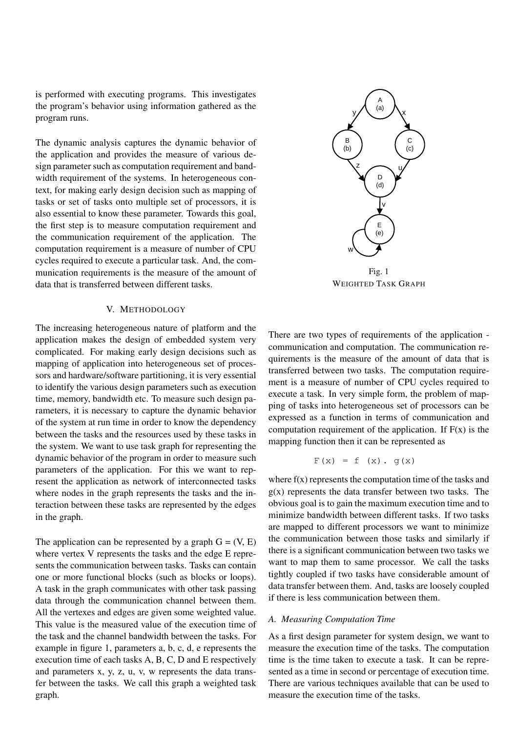is performed with executing programs. This investigates the program's behavior using information gathered as the program runs.

The dynamic analysis captures the dynamic behavior of the application and provides the measure of various design parameter such as computation requirement and bandwidth requirement of the systems. In heterogeneous context, for making early design decision such as mapping of tasks or set of tasks onto multiple set of processors, it is also essential to know these parameter. Towards this goal, the first step is to measure computation requirement and the communication requirement of the application. The computation requirement is a measure of number of CPU cycles required to execute a particular task. And, the communication requirements is the measure of the amount of data that is transferred between different tasks.

## V. Methodology

The increasing heterogeneous nature of platform and the application makes the design of embedded system very complicated. For making early design decisions such as mapping of application into heterogeneous set of processors and hardware/software partitioning, it is very essential to identify the various design parameters such as execution time, memory, bandwidth etc. To measure such design parameters, it is necessary to capture the dynamic behavior of the system at run time in order to know the dependency between the tasks and the resources used by these tasks in the system. We want to use task graph for representing the dynamic behavior of the program in order to measure such parameters of the application. For this we want to represent the application as network of interconnected tasks where nodes in the graph represents the tasks and the interaction between these tasks are represented by the edges in the graph.

The application can be represented by a graph G = (V, E) where vertex V represents the tasks and the edge E represents the communication between tasks. Tasks can contain one or more functional blocks (such as blocks or loops). A task in the graph communicates with other task passing data through the communication channel between them. All the vertexes and edges are given some weighted value. This value is the measured value of the execution time of the task and the channel bandwidth between the tasks. For example in figure 1, parameters a, b, c, d, e represents the execution time of each tasks A, B, C, D and E respectively and parameters x, y, z, u, v, w represents the data transfer between the tasks. We call this graph a weighted task graph.

Fig. 1
Weighted Task Graph

There are two types of requirements of the application - communication and computation. The communication requirements is the measure of the amount of data that is transferred between two tasks. The computation requirement is a measure of number of CPU cycles required to execute a task. In very simple form, the problem of mapping of tasks into heterogeneous set of processors can be expressed as a function in terms of communication and computation requirement of the application. If F(x) is the mapping function then it can be represented as

$$F(x) = f(x).\, g(x)$$

where f(x) represents the computation time of the tasks and g(x) represents the data transfer between two tasks. The obvious goal is to gain the maximum execution time and to minimize bandwidth between different tasks. If two tasks are mapped to different processors we want to minimize the communication between those tasks and similarly if there is a significant communication between two tasks we want to map them to same processor. We call the tasks tightly coupled if two tasks have considerable amount of data transfer between them. And, tasks are loosely coupled if there is less communication between them.

### A. Measuring Computation Time

As a first design parameter for system design, we want to measure the execution time of the tasks. The computation time is the time taken to execute a task. It can be represented as a time in second or percentage of execution time. There are various techniques available that can be used to measure the execution time of the tasks.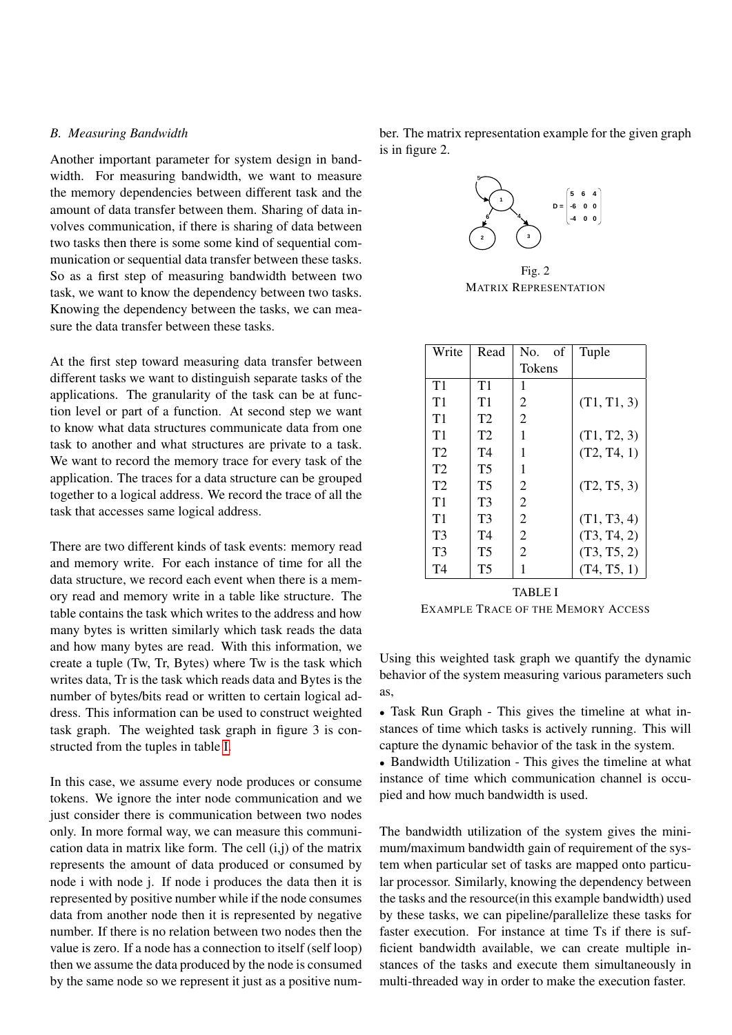### B. Measuring Bandwidth

Another important parameter for system design in bandwidth. For measuring bandwidth, we want to measure the memory dependencies between different task and the amount of data transfer between them. Sharing of data involves communication, if there is sharing of data between two tasks then there is some some kind of sequential communication or sequential data transfer between these tasks. So as a first step of measuring bandwidth between two task, we want to know the dependency between two tasks. Knowing the dependency between the tasks, we can measure the data transfer between these tasks.

At the first step toward measuring data transfer between different tasks we want to distinguish separate tasks of the applications. The granularity of the task can be at function level or part of a function. At second step we want to know what data structures communicate data from one task to another and what structures are private to a task. We want to record the memory trace for every task of the application. The traces for a data structure can be grouped together to a logical address. We record the trace of all the task that accesses same logical address.

There are two different kinds of task events: memory read and memory write. For each instance of time for all the data structure, we record each event when there is a memory read and memory write in a table like structure. The table contains the task which writes to the address and how many bytes is written similarly which task reads the data and how many bytes are read. With this information, we create a tuple (Tw, Tr, Bytes) where Tw is the task which writes data, Tr is the task which reads data and Bytes is the number of bytes/bits read or written to certain logical address. This information can be used to construct weighted task graph. The weighted task graph in figure 3 is constructed from the tuples in table I.

In this case, we assume every node produces or consume tokens. We ignore the inter node communication and we just consider there is communication between two nodes only. In more formal way, we can measure this communication data in matrix like form. The cell (i,j) of the matrix represents the amount of data produced or consumed by node i with node j. If node i produces the data then it is represented by positive number while if the node consumes data from another node then it is represented by negative number. If there is no relation between two nodes then the value is zero. If a node has a connection to itself (self loop) then we assume the data produced by the node is consumed by the same node so we represent it just as a positive number. The matrix representation example for the given graph is in figure 2.

$$D = \begin{bmatrix} 5 & 6 & 4 \\ -6 & 0 & 0 \\ -4 & 0 & 0 \end{bmatrix}$$

Fig. 2
MATRIX REPRESENTATION

| Write | Read | No. of Tokens | Tuple |
|---|---|---|---|
| T1 | T1 | 1 | |
| T1 | T1 | 2 | (T1, T1, 3) |
| T1 | T2 | 2 | |
| T1 | T2 | 1 | (T1, T2, 3) |
| T2 | T4 | 1 | (T2, T4, 1) |
| T2 | T5 | 1 | |
| T2 | T5 | 2 | (T2, T5, 3) |
| T1 | T3 | 2 | |
| T1 | T3 | 2 | (T1, T3, 4) |
| T3 | T4 | 2 | (T3, T4, 2) |
| T3 | T5 | 2 | (T3, T5, 2) |
| T4 | T5 | 1 | (T4, T5, 1) |

TABLE I
EXAMPLE TRACE OF THE MEMORY ACCESS

Using this weighted task graph we quantify the dynamic behavior of the system measuring various parameters such as,

- Task Run Graph - This gives the timeline at what instances of time which tasks is actively running. This will capture the dynamic behavior of the task in the system.
- Bandwidth Utilization - This gives the timeline at what instance of time which communication channel is occupied and how much bandwidth is used.

The bandwidth utilization of the system gives the minimum/maximum bandwidth gain of requirement of the system when particular set of tasks are mapped onto particular processor. Similarly, knowing the dependency between the tasks and the resource(in this example bandwidth) used by these tasks, we can pipeline/parallelize these tasks for faster execution. For instance at time Ts if there is sufficient bandwidth available, we can create multiple instances of the tasks and execute them simultaneously in multi-threaded way in order to make the execution faster.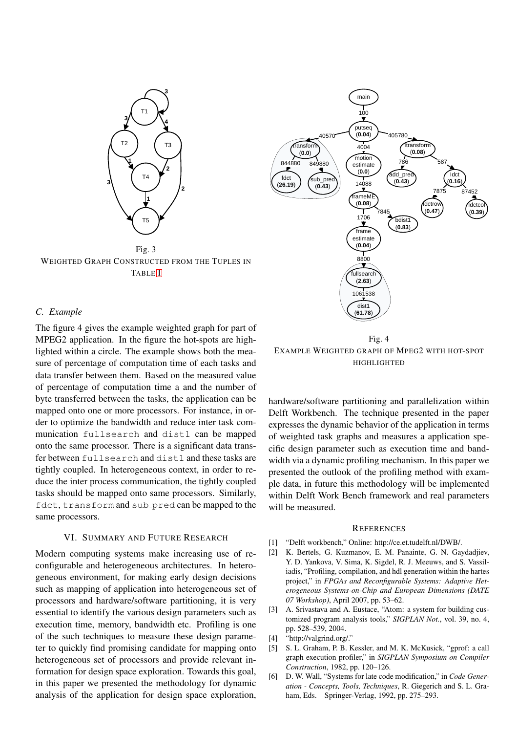Fig. 3
WEIGHTED GRAPH CONSTRUCTED FROM THE TUPLES IN TABLE I

### C. Example

The figure 4 gives the example weighted graph for part of MPEG2 application. In the figure the hot-spots are highlighted within a circle. The example shows both the measure of percentage of computation time of each tasks and data transfer between them. Based on the measured value of percentage of computation time a and the number of byte transferred between the tasks, the application can be mapped onto one or more processors. For instance, in order to optimize the bandwidth and reduce inter task communication `fullsearch` and `dist1` can be mapped onto the same processor. There is a significant data transfer between `fullsearch` and `dist1` and these tasks are tightly coupled. In heterogeneous context, in order to reduce the inter process communication, the tightly coupled tasks should be mapped onto same processors. Similarly, `fdct`, `transform` and `sub_pred` can be mapped to the same processors.

Fig. 4
EXAMPLE WEIGHTED GRAPH OF MPEG2 WITH HOT-SPOT HIGHLIGHTED

## VI. SUMMARY AND FUTURE RESEARCH

Modern computing systems make increasing use of reconfigurable and heterogeneous architectures. In heterogeneous environment, for making early design decisions such as mapping of application into heterogeneous set of processors and hardware/software partitioning, it is very essential to identify the various design parameters such as execution time, memory, bandwidth etc. Profiling is one of the such techniques to measure these design parameter to quickly find promising candidate for mapping onto heterogeneous set of processors and provide relevant information for design space exploration. Towards this goal, in this paper we presented the methodology for dynamic analysis of the application for design space exploration, hardware/software partitioning and parallelization within Delft Workbench. The technique presented in the paper expresses the dynamic behavior of the application in terms of weighted task graphs and measures a application specific design parameter such as execution time and bandwidth via a dynamic profiling mechanism. In this paper we presented the outlook of the profiling method with example data, in future this methodology will be implemented within Delft Work Bench framework and real parameters will be measured.

## REFERENCES

[1] "Delft workbench," Online: http://ce.et.tudelft.nl/DWB/.

[2] K. Bertels, G. Kuzmanov, E. M. Panainte, G. N. Gaydadjiev, Y. D. Yankova, V. Sima, K. Sigdel, R. J. Meeuws, and S. Vassiliadis, "Profiling, compilation, and hdl generation within the hartes project," in *FPGAs and Reconfigurable Systems: Adaptive Heterogeneous Systems-on-Chip and European Dimensions (DATE 07 Workshop)*, April 2007, pp. 53–62.

[3] A. Srivastava and A. Eustace, "Atom: a system for building customized program analysis tools," *SIGPLAN Not.*, vol. 39, no. 4, pp. 528–539, 2004.

[4] "http://valgrind.org/."

[5] S. L. Graham, P. B. Kessler, and M. K. McKusick, "gprof: a call graph execution profiler," in *SIGPLAN Symposium on Compiler Construction*, 1982, pp. 120–126.

[6] D. W. Wall, "Systems for late code modification," in *Code Generation - Concepts, Tools, Techniques*, R. Giegerich and S. L. Graham, Eds. Springer-Verlag, 1992, pp. 275–293.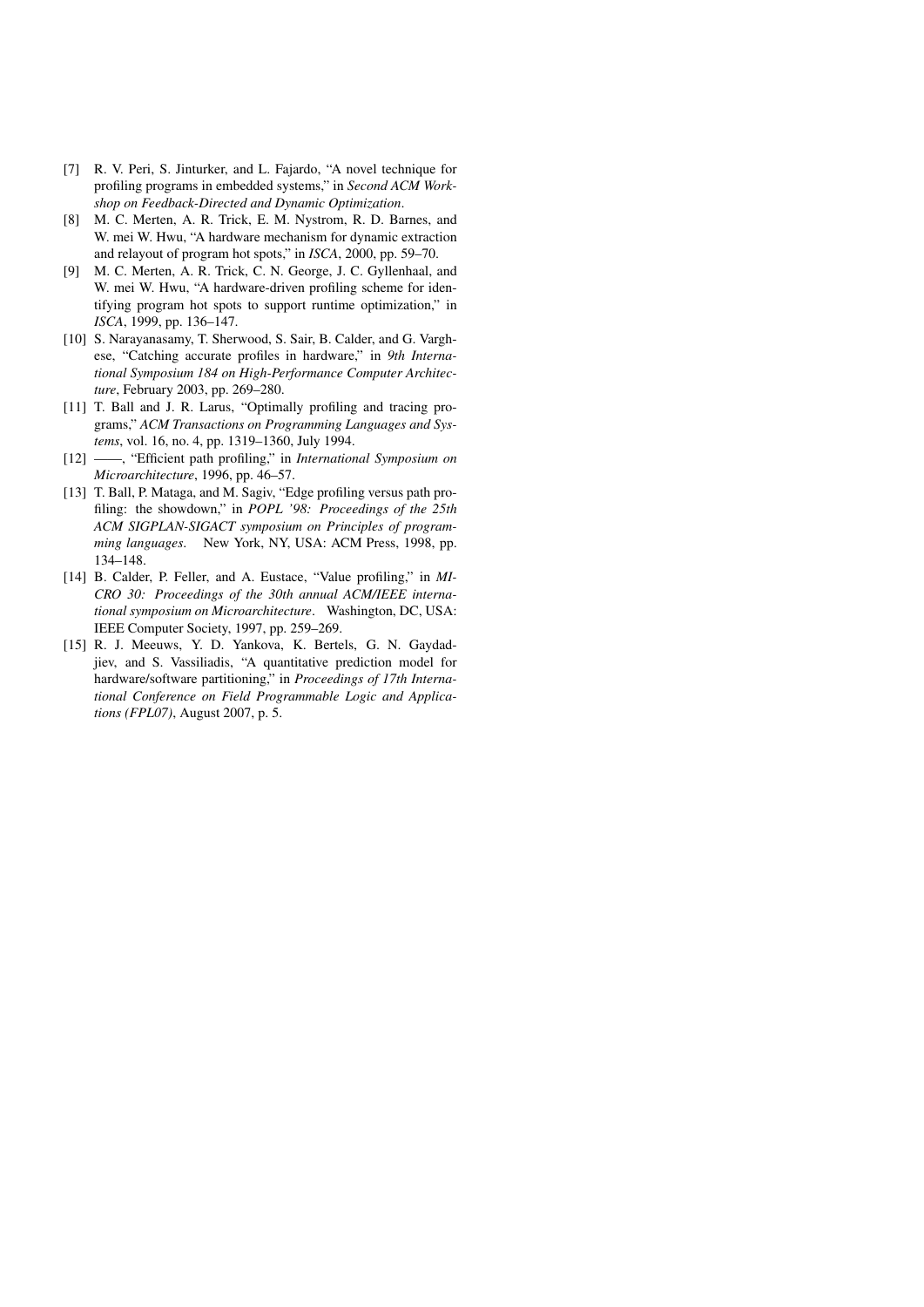[7] R. V. Peri, S. Jinturker, and L. Fajardo, "A novel technique for profiling programs in embedded systems," in *Second ACM Workshop on Feedback-Directed and Dynamic Optimization*.

[8] M. C. Merten, A. R. Trick, E. M. Nystrom, R. D. Barnes, and W. mei W. Hwu, "A hardware mechanism for dynamic extraction and relayout of program hot spots," in *ISCA*, 2000, pp. 59–70.

[9] M. C. Merten, A. R. Trick, C. N. George, J. C. Gyllenhaal, and W. mei W. Hwu, "A hardware-driven profiling scheme for identifying program hot spots to support runtime optimization," in *ISCA*, 1999, pp. 136–147.

[10] S. Narayanasamy, T. Sherwood, S. Sair, B. Calder, and G. Varghese, "Catching accurate profiles in hardware," in *9th International Symposium 184 on High-Performance Computer Architecture*, February 2003, pp. 269–280.

[11] T. Ball and J. R. Larus, "Optimally profiling and tracing programs," *ACM Transactions on Programming Languages and Systems*, vol. 16, no. 4, pp. 1319–1360, July 1994.

[12] ——, "Efficient path profiling," in *International Symposium on Microarchitecture*, 1996, pp. 46–57.

[13] T. Ball, P. Mataga, and M. Sagiv, "Edge profiling versus path profiling: the showdown," in *POPL '98: Proceedings of the 25th ACM SIGPLAN-SIGACT symposium on Principles of programming languages*. New York, NY, USA: ACM Press, 1998, pp. 134–148.

[14] B. Calder, P. Feller, and A. Eustace, "Value profiling," in *MICRO 30: Proceedings of the 30th annual ACM/IEEE international symposium on Microarchitecture*. Washington, DC, USA: IEEE Computer Society, 1997, pp. 259–269.

[15] R. J. Meeuws, Y. D. Yankova, K. Bertels, G. N. Gaydadjiev, and S. Vassiliadis, "A quantitative prediction model for hardware/software partitioning," in *Proceedings of 17th International Conference on Field Programmable Logic and Applications (FPL07)*, August 2007, p. 5.